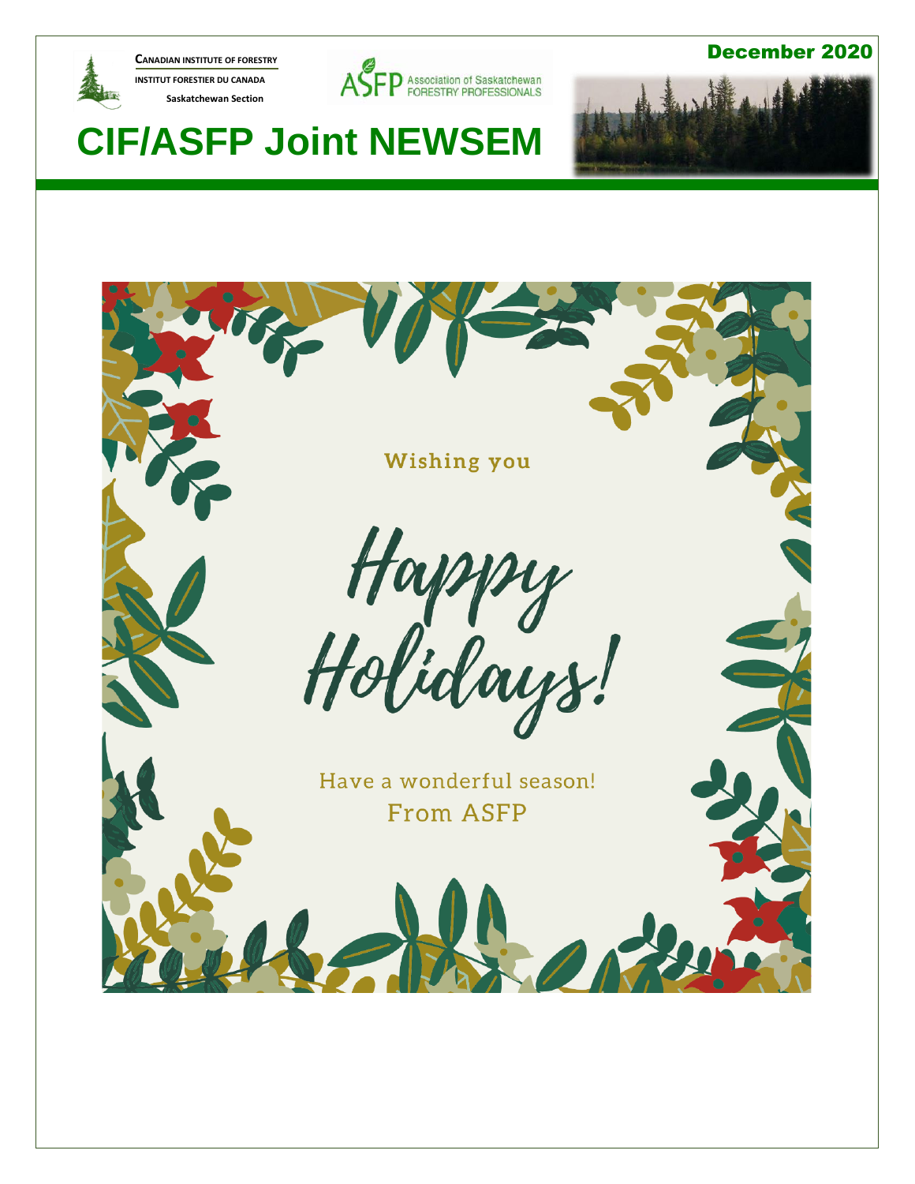CANADIAN INSTITUTE OF FORESTRY

INSTITUT FORESTIER DU CANADA

Saskatchewan Section

ASFP Association of Saskatchewan FORESTRY PROFESSIONALS

December 2020

# CIF/ASFP Joint NEWSEM

Wishing you

Happy Holidays!

Have a wonderful season!

From ASFP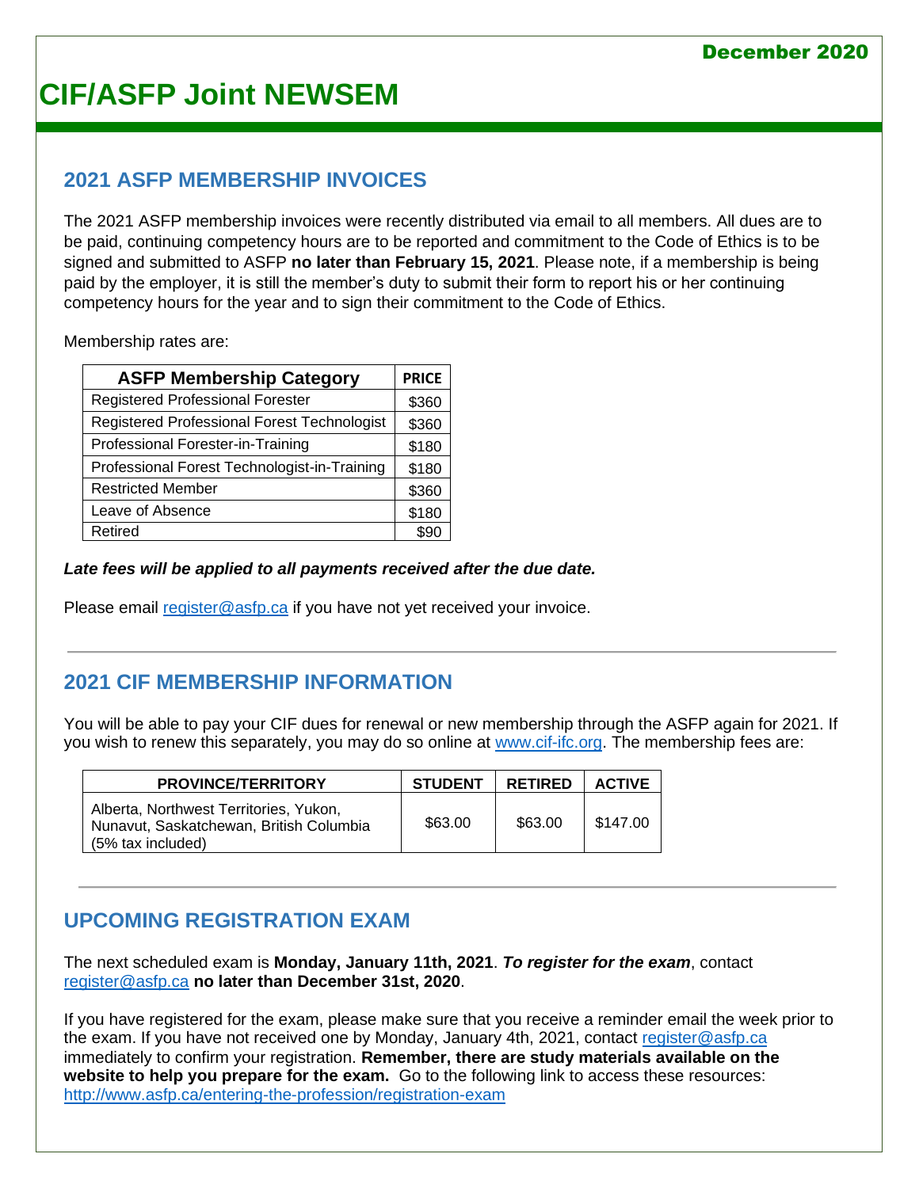# CIF/ASFP Joint NEWSEM

December 2020

## 2021 ASFP MEMBERSHIP INVOICES

The 2021 ASFP membership invoices were recently distributed via email to all members. All dues are to be paid, continuing competency hours are to be reported and commitment to the Code of Ethics is to be signed and submitted to ASFP **no later than February 15, 2021**. Please note, if a membership is being paid by the employer, it is still the member's duty to submit their form to report his or her continuing competency hours for the year and to sign their commitment to the Code of Ethics.

Membership rates are:

| ASFP Membership Category | PRICE |
|---|---|
| Registered Professional Forester | $360 |
| Registered Professional Forest Technologist | $360 |
| Professional Forester-in-Training | $180 |
| Professional Forest Technologist-in-Training | $180 |
| Restricted Member | $360 |
| Leave of Absence | $180 |
| Retired | $90 |

***Late fees will be applied to all payments received after the due date.***

Please email register@asfp.ca if you have not yet received your invoice.

---

## 2021 CIF MEMBERSHIP INFORMATION

You will be able to pay your CIF dues for renewal or new membership through the ASFP again for 2021. If you wish to renew this separately, you may do so online at www.cif-ifc.org. The membership fees are:

| PROVINCE/TERRITORY | STUDENT | RETIRED | ACTIVE |
|---|---|---|---|
| Alberta, Northwest Territories, Yukon, Nunavut, Saskatchewan, British Columbia (5% tax included) | $63.00 | $63.00 | $147.00 |

---

## UPCOMING REGISTRATION EXAM

The next scheduled exam is **Monday, January 11th, 2021**. ***To register for the exam***, contact register@asfp.ca **no later than December 31st, 2020**.

If you have registered for the exam, please make sure that you receive a reminder email the week prior to the exam. If you have not received one by Monday, January 4th, 2021, contact register@asfp.ca immediately to confirm your registration. **Remember, there are study materials available on the website to help you prepare for the exam.** Go to the following link to access these resources: http://www.asfp.ca/entering-the-profession/registration-exam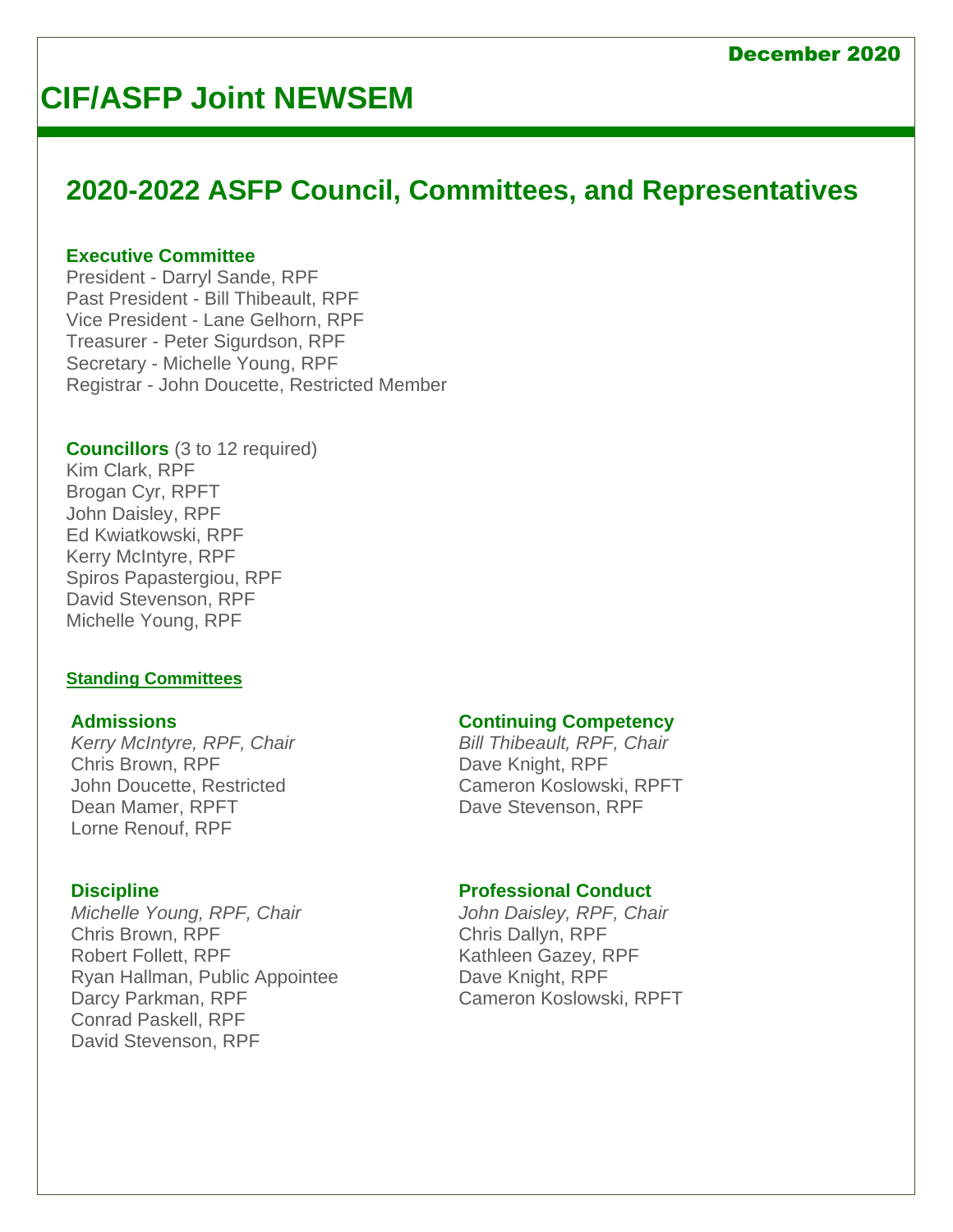December 2020

# CIF/ASFP Joint NEWSEM

## 2020-2022 ASFP Council, Committees, and Representatives

**Executive Committee**

President - Darryl Sande, RPF
Past President - Bill Thibeault, RPF
Vice President - Lane Gelhorn, RPF
Treasurer - Peter Sigurdson, RPF
Secretary - Michelle Young, RPF
Registrar - John Doucette, Restricted Member

**Councillors** (3 to 12 required)

Kim Clark, RPF
Brogan Cyr, RPFT
John Daisley, RPF
Ed Kwiatkowski, RPF
Kerry McIntyre, RPF
Spiros Papastergiou, RPF
David Stevenson, RPF
Michelle Young, RPF

**Standing Committees**

**Admissions**

*Kerry McIntyre, RPF, Chair*
Chris Brown, RPF
John Doucette, Restricted
Dean Mamer, RPFT
Lorne Renouf, RPF

**Discipline**

*Michelle Young, RPF, Chair*
Chris Brown, RPF
Robert Follett, RPF
Ryan Hallman, Public Appointee
Darcy Parkman, RPF
Conrad Paskell, RPF
David Stevenson, RPF

**Continuing Competency**

*Bill Thibeault, RPF, Chair*
Dave Knight, RPF
Cameron Koslowski, RPFT
Dave Stevenson, RPF

**Professional Conduct**

*John Daisley, RPF, Chair*
Chris Dallyn, RPF
Kathleen Gazey, RPF
Dave Knight, RPF
Cameron Koslowski, RPFT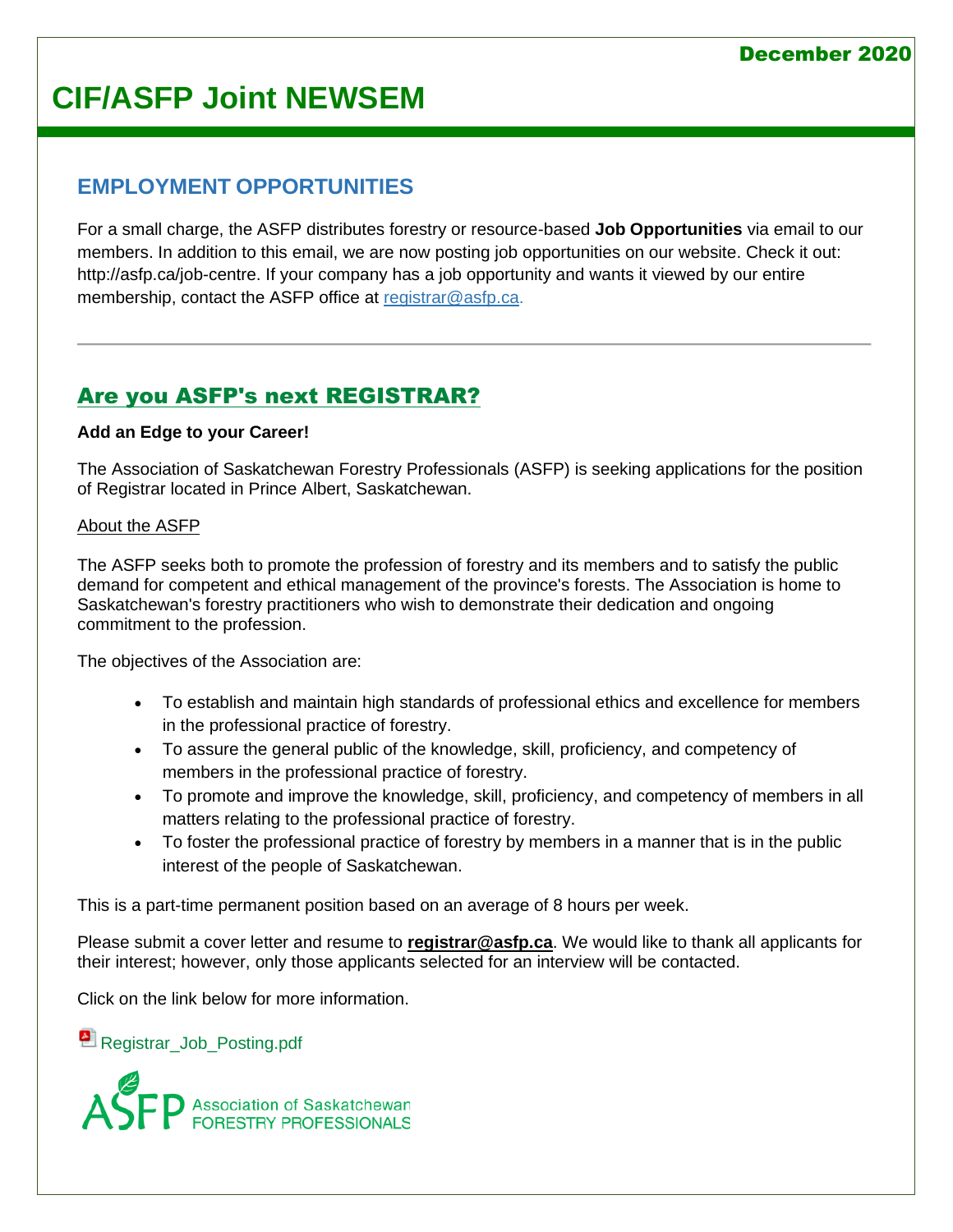# CIF/ASFP Joint NEWSEM

December 2020

## EMPLOYMENT OPPORTUNITIES

For a small charge, the ASFP distributes forestry or resource-based **Job Opportunities** via email to our members. In addition to this email, we are now posting job opportunities on our website. Check it out: http://asfp.ca/job-centre. If your company has a job opportunity and wants it viewed by our entire membership, contact the ASFP office at registrar@asfp.ca.

---

## Are you ASFP's next REGISTRAR?

**Add an Edge to your Career!**

The Association of Saskatchewan Forestry Professionals (ASFP) is seeking applications for the position of Registrar located in Prince Albert, Saskatchewan.

About the ASFP

The ASFP seeks both to promote the profession of forestry and its members and to satisfy the public demand for competent and ethical management of the province's forests. The Association is home to Saskatchewan's forestry practitioners who wish to demonstrate their dedication and ongoing commitment to the profession.

The objectives of the Association are:

- To establish and maintain high standards of professional ethics and excellence for members in the professional practice of forestry.
- To assure the general public of the knowledge, skill, proficiency, and competency of members in the professional practice of forestry.
- To promote and improve the knowledge, skill, proficiency, and competency of members in all matters relating to the professional practice of forestry.
- To foster the professional practice of forestry by members in a manner that is in the public interest of the people of Saskatchewan.

This is a part-time permanent position based on an average of 8 hours per week.

Please submit a cover letter and resume to **registrar@asfp.ca**. We would like to thank all applicants for their interest; however, only those applicants selected for an interview will be contacted.

Click on the link below for more information.

Registrar_Job_Posting.pdf

ASFP Association of Saskatchewan FORESTRY PROFESSIONALS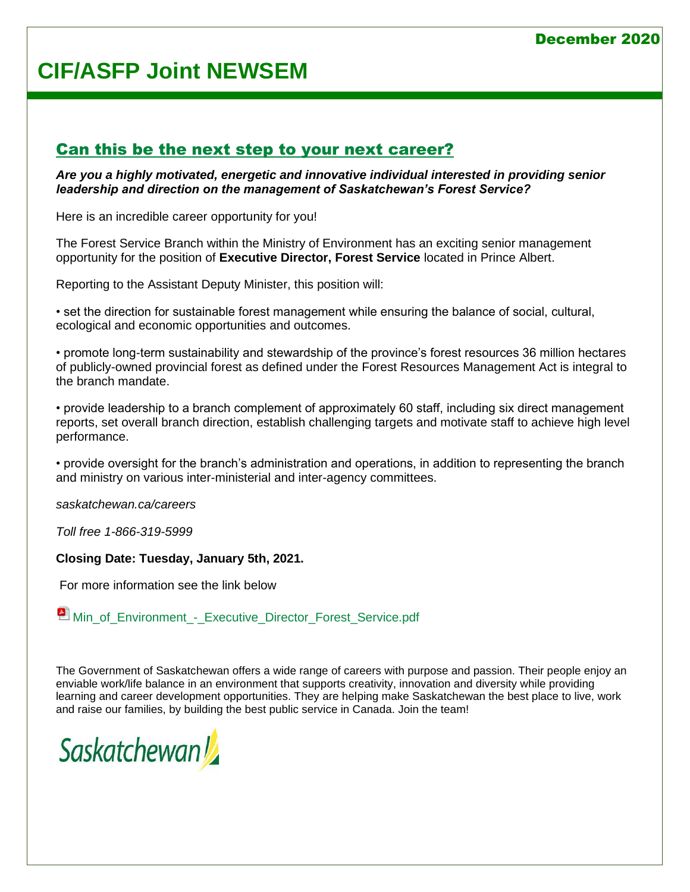## Can this be the next step to your next career?

***Are you a highly motivated, energetic and innovative individual interested in providing senior leadership and direction on the management of Saskatchewan's Forest Service?***

Here is an incredible career opportunity for you!

The Forest Service Branch within the Ministry of Environment has an exciting senior management opportunity for the position of **Executive Director, Forest Service** located in Prince Albert.

Reporting to the Assistant Deputy Minister, this position will:

• set the direction for sustainable forest management while ensuring the balance of social, cultural, ecological and economic opportunities and outcomes.

• promote long-term sustainability and stewardship of the province's forest resources 36 million hectares of publicly-owned provincial forest as defined under the Forest Resources Management Act is integral to the branch mandate.

• provide leadership to a branch complement of approximately 60 staff, including six direct management reports, set overall branch direction, establish challenging targets and motivate staff to achieve high level performance.

• provide oversight for the branch's administration and operations, in addition to representing the branch and ministry on various inter-ministerial and inter-agency committees.

*saskatchewan.ca/careers*

*Toll free 1-866-319-5999*

**Closing Date: Tuesday, January 5th, 2021.**

For more information see the link below

Min_of_Environment_-_Executive_Director_Forest_Service.pdf

The Government of Saskatchewan offers a wide range of careers with purpose and passion. Their people enjoy an enviable work/life balance in an environment that supports creativity, innovation and diversity while providing learning and career development opportunities. They are helping make Saskatchewan the best place to live, work and raise our families, by building the best public service in Canada. Join the team!

Saskatchewan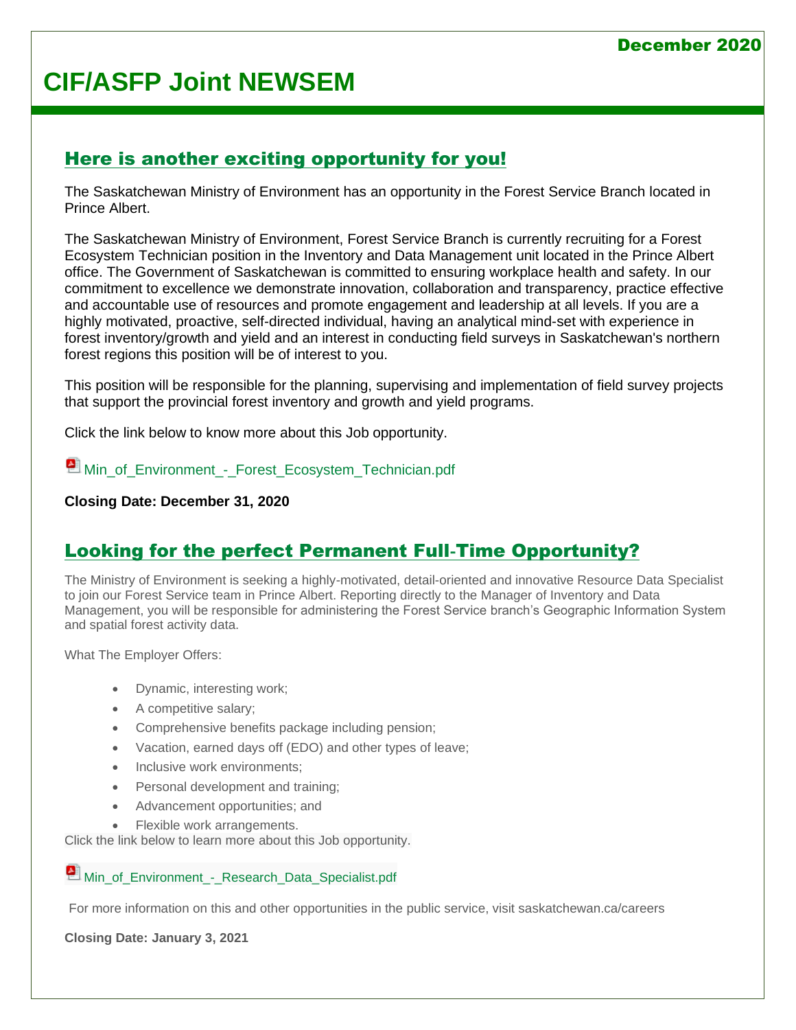# CIF/ASFP Joint NEWSEM

December 2020

## Here is another exciting opportunity for you!

The Saskatchewan Ministry of Environment has an opportunity in the Forest Service Branch located in Prince Albert.

The Saskatchewan Ministry of Environment, Forest Service Branch is currently recruiting for a Forest Ecosystem Technician position in the Inventory and Data Management unit located in the Prince Albert office. The Government of Saskatchewan is committed to ensuring workplace health and safety. In our commitment to excellence we demonstrate innovation, collaboration and transparency, practice effective and accountable use of resources and promote engagement and leadership at all levels. If you are a highly motivated, proactive, self-directed individual, having an analytical mind-set with experience in forest inventory/growth and yield and an interest in conducting field surveys in Saskatchewan's northern forest regions this position will be of interest to you.

This position will be responsible for the planning, supervising and implementation of field survey projects that support the provincial forest inventory and growth and yield programs.

Click the link below to know more about this Job opportunity.

Min_of_Environment_-_Forest_Ecosystem_Technician.pdf

**Closing Date: December 31, 2020**

## Looking for the perfect Permanent Full-Time Opportunity?

The Ministry of Environment is seeking a highly-motivated, detail-oriented and innovative Resource Data Specialist to join our Forest Service team in Prince Albert. Reporting directly to the Manager of Inventory and Data Management, you will be responsible for administering the Forest Service branch's Geographic Information System and spatial forest activity data.

What The Employer Offers:

- Dynamic, interesting work;
- A competitive salary;
- Comprehensive benefits package including pension;
- Vacation, earned days off (EDO) and other types of leave;
- Inclusive work environments;
- Personal development and training;
- Advancement opportunities; and
- Flexible work arrangements.

Click the link below to learn more about this Job opportunity.

Min_of_Environment_-_Research_Data_Specialist.pdf

For more information on this and other opportunities in the public service, visit saskatchewan.ca/careers

**Closing Date: January 3, 2021**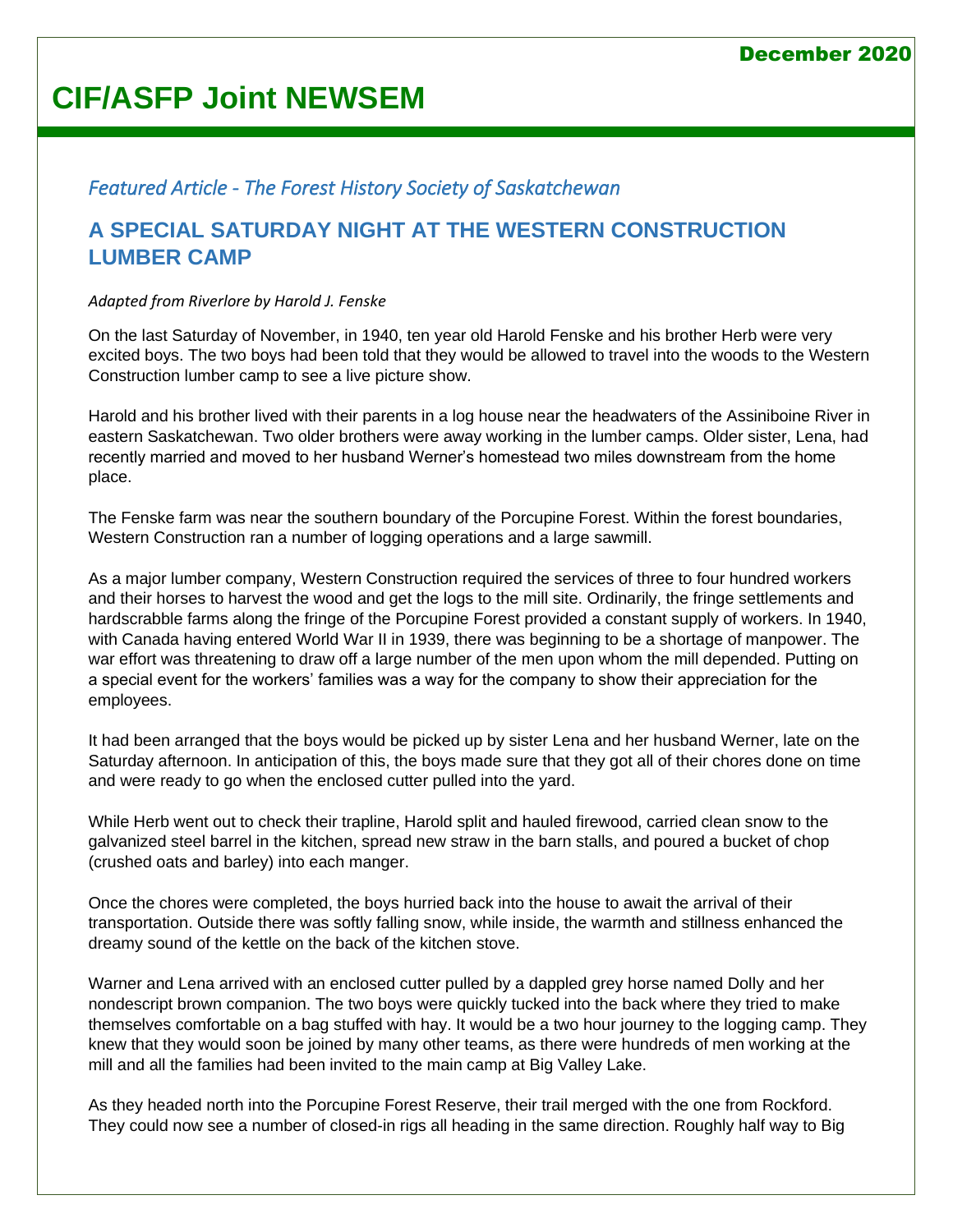# CIF/ASFP Joint NEWSEM

*Featured Article - The Forest History Society of Saskatchewan*

## A SPECIAL SATURDAY NIGHT AT THE WESTERN CONSTRUCTION LUMBER CAMP

*Adapted from Riverlore by Harold J. Fenske*

On the last Saturday of November, in 1940, ten year old Harold Fenske and his brother Herb were very excited boys. The two boys had been told that they would be allowed to travel into the woods to the Western Construction lumber camp to see a live picture show.

Harold and his brother lived with their parents in a log house near the headwaters of the Assiniboine River in eastern Saskatchewan. Two older brothers were away working in the lumber camps. Older sister, Lena, had recently married and moved to her husband Werner's homestead two miles downstream from the home place.

The Fenske farm was near the southern boundary of the Porcupine Forest. Within the forest boundaries, Western Construction ran a number of logging operations and a large sawmill.

As a major lumber company, Western Construction required the services of three to four hundred workers and their horses to harvest the wood and get the logs to the mill site. Ordinarily, the fringe settlements and hardscrabble farms along the fringe of the Porcupine Forest provided a constant supply of workers. In 1940, with Canada having entered World War II in 1939, there was beginning to be a shortage of manpower. The war effort was threatening to draw off a large number of the men upon whom the mill depended. Putting on a special event for the workers' families was a way for the company to show their appreciation for the employees.

It had been arranged that the boys would be picked up by sister Lena and her husband Werner, late on the Saturday afternoon. In anticipation of this, the boys made sure that they got all of their chores done on time and were ready to go when the enclosed cutter pulled into the yard.

While Herb went out to check their trapline, Harold split and hauled firewood, carried clean snow to the galvanized steel barrel in the kitchen, spread new straw in the barn stalls, and poured a bucket of chop (crushed oats and barley) into each manger.

Once the chores were completed, the boys hurried back into the house to await the arrival of their transportation. Outside there was softly falling snow, while inside, the warmth and stillness enhanced the dreamy sound of the kettle on the back of the kitchen stove.

Warner and Lena arrived with an enclosed cutter pulled by a dappled grey horse named Dolly and her nondescript brown companion. The two boys were quickly tucked into the back where they tried to make themselves comfortable on a bag stuffed with hay. It would be a two hour journey to the logging camp. They knew that they would soon be joined by many other teams, as there were hundreds of men working at the mill and all the families had been invited to the main camp at Big Valley Lake.

As they headed north into the Porcupine Forest Reserve, their trail merged with the one from Rockford. They could now see a number of closed-in rigs all heading in the same direction. Roughly half way to Big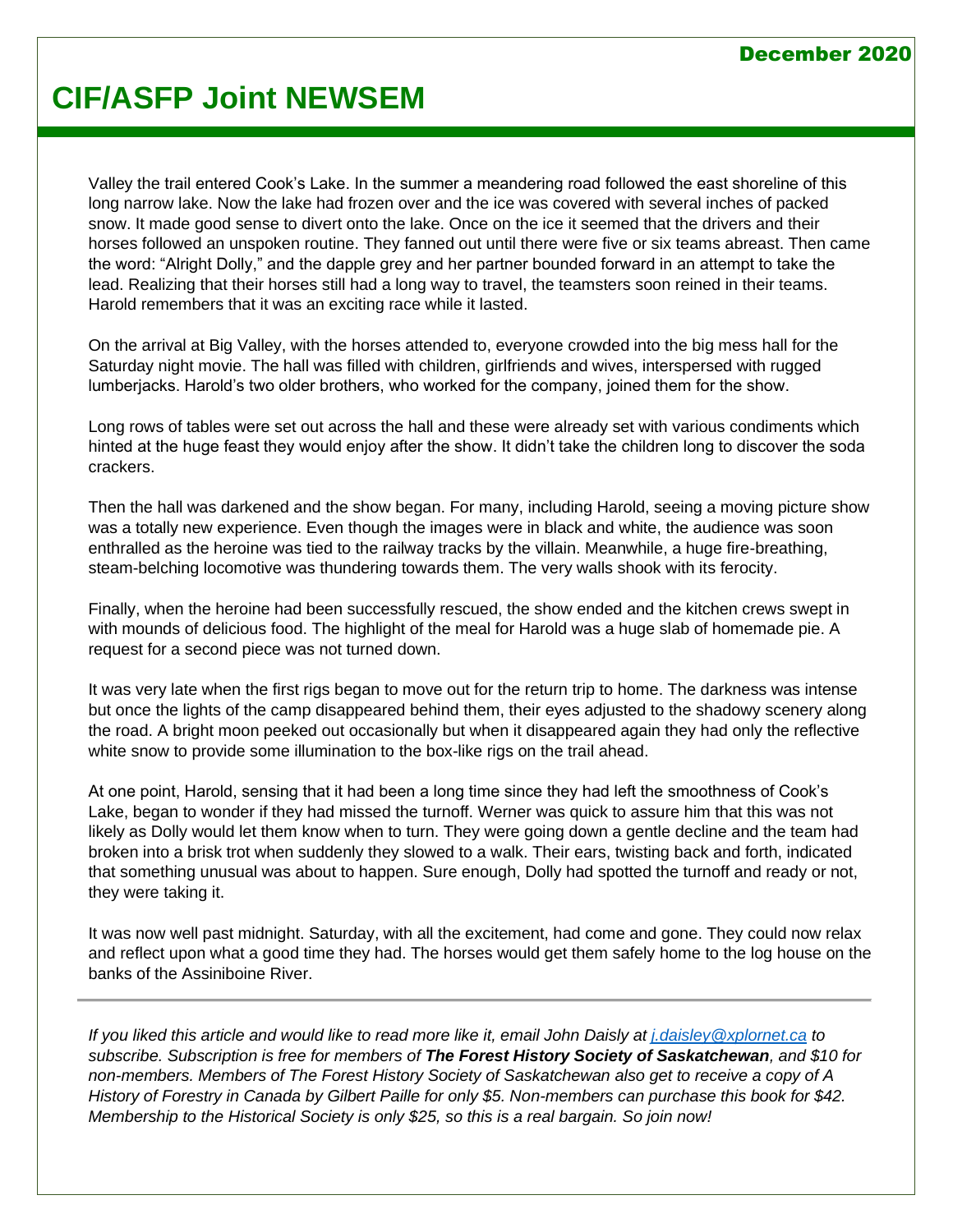Valley the trail entered Cook's Lake. In the summer a meandering road followed the east shoreline of this long narrow lake. Now the lake had frozen over and the ice was covered with several inches of packed snow. It made good sense to divert onto the lake. Once on the ice it seemed that the drivers and their horses followed an unspoken routine. They fanned out until there were five or six teams abreast. Then came the word: "Alright Dolly," and the dapple grey and her partner bounded forward in an attempt to take the lead. Realizing that their horses still had a long way to travel, the teamsters soon reined in their teams. Harold remembers that it was an exciting race while it lasted.

On the arrival at Big Valley, with the horses attended to, everyone crowded into the big mess hall for the Saturday night movie. The hall was filled with children, girlfriends and wives, interspersed with rugged lumberjacks. Harold's two older brothers, who worked for the company, joined them for the show.

Long rows of tables were set out across the hall and these were already set with various condiments which hinted at the huge feast they would enjoy after the show. It didn't take the children long to discover the soda crackers.

Then the hall was darkened and the show began. For many, including Harold, seeing a moving picture show was a totally new experience. Even though the images were in black and white, the audience was soon enthralled as the heroine was tied to the railway tracks by the villain. Meanwhile, a huge fire-breathing, steam-belching locomotive was thundering towards them. The very walls shook with its ferocity.

Finally, when the heroine had been successfully rescued, the show ended and the kitchen crews swept in with mounds of delicious food. The highlight of the meal for Harold was a huge slab of homemade pie. A request for a second piece was not turned down.

It was very late when the first rigs began to move out for the return trip to home. The darkness was intense but once the lights of the camp disappeared behind them, their eyes adjusted to the shadowy scenery along the road. A bright moon peeked out occasionally but when it disappeared again they had only the reflective white snow to provide some illumination to the box-like rigs on the trail ahead.

At one point, Harold, sensing that it had been a long time since they had left the smoothness of Cook's Lake, began to wonder if they had missed the turnoff. Werner was quick to assure him that this was not likely as Dolly would let them know when to turn. They were going down a gentle decline and the team had broken into a brisk trot when suddenly they slowed to a walk. Their ears, twisting back and forth, indicated that something unusual was about to happen. Sure enough, Dolly had spotted the turnoff and ready or not, they were taking it.

It was now well past midnight. Saturday, with all the excitement, had come and gone. They could now relax and reflect upon what a good time they had. The horses would get them safely home to the log house on the banks of the Assiniboine River.

---

*If you liked this article and would like to read more like it, email John Daisly at [j.daisley@xplornet.ca](mailto:j.daisley@xplornet.ca) to subscribe. Subscription is free for members of **The Forest History Society of Saskatchewan**, and $10 for non-members. Members of The Forest History Society of Saskatchewan also get to receive a copy of A History of Forestry in Canada by Gilbert Paille for only $5. Non-members can purchase this book for $42. Membership to the Historical Society is only $25, so this is a real bargain. So join now!*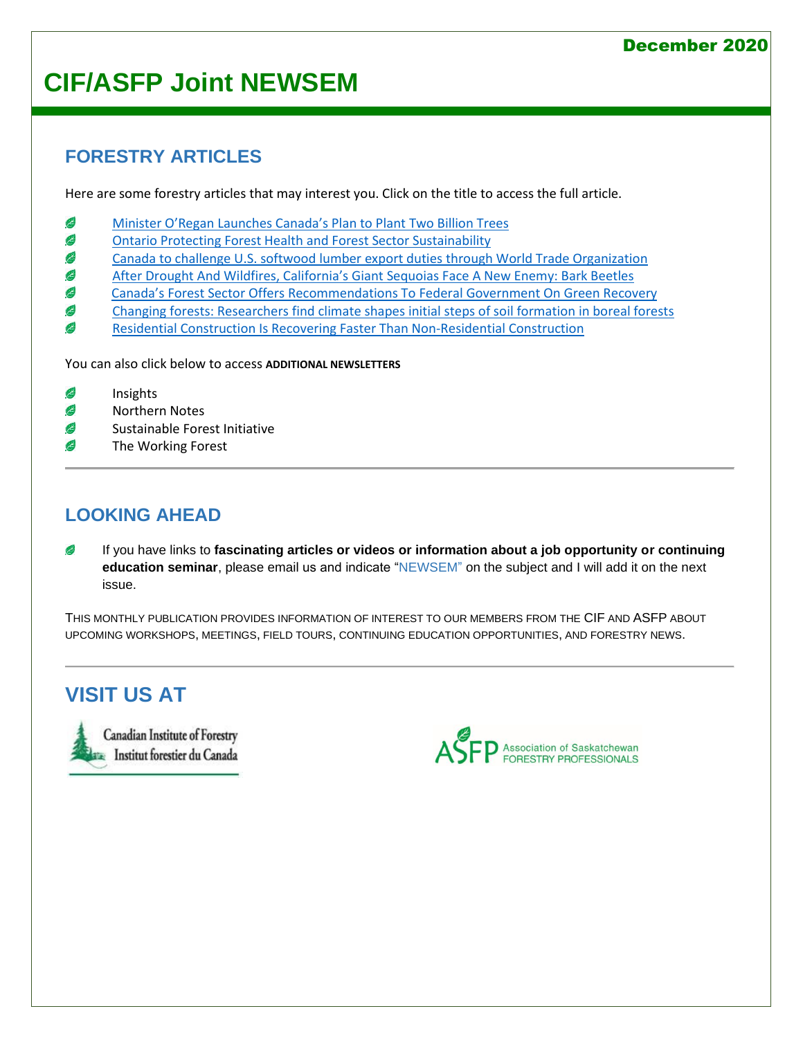December 2020

# CIF/ASFP Joint NEWSEM

## FORESTRY ARTICLES

Here are some forestry articles that may interest you. Click on the title to access the full article.

- Minister O'Regan Launches Canada's Plan to Plant Two Billion Trees
- Ontario Protecting Forest Health and Forest Sector Sustainability
- Canada to challenge U.S. softwood lumber export duties through World Trade Organization
- After Drought And Wildfires, California's Giant Sequoias Face A New Enemy: Bark Beetles
- Canada's Forest Sector Offers Recommendations To Federal Government On Green Recovery
- Changing forests: Researchers find climate shapes initial steps of soil formation in boreal forests
- Residential Construction Is Recovering Faster Than Non-Residential Construction

You can also click below to access **ADDITIONAL NEWSLETTERS**

- Insights
- Northern Notes
- Sustainable Forest Initiative
- The Working Forest

## LOOKING AHEAD

- If you have links to **fascinating articles or videos or information about a job opportunity or continuing education seminar**, please email us and indicate "NEWSEM" on the subject and I will add it on the next issue.

THIS MONTHLY PUBLICATION PROVIDES INFORMATION OF INTEREST TO OUR MEMBERS FROM THE CIF AND ASFP ABOUT UPCOMING WORKSHOPS, MEETINGS, FIELD TOURS, CONTINUING EDUCATION OPPORTUNITIES, AND FORESTRY NEWS.

## VISIT US AT

Canadian Institute of Forestry
Institut forestier du Canada

ASFP Association of Saskatchewan FORESTRY PROFESSIONALS